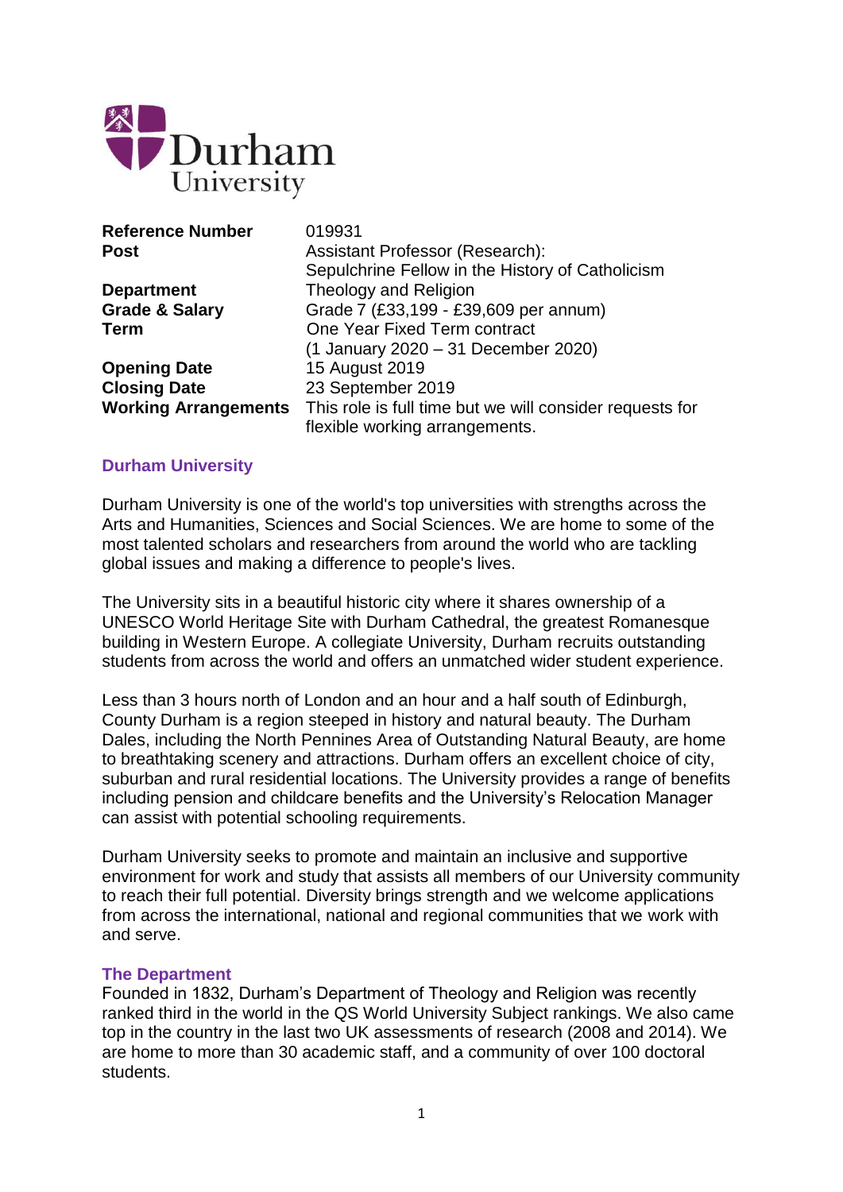# Durham University

| | |
|---|---|
| **Reference Number** | 019931 |
| **Post** | Assistant Professor (Research): Sepulchrine Fellow in the History of Catholicism |
| **Department** | Theology and Religion |
| **Grade & Salary** | Grade 7 (£33,199 - £39,609 per annum) |
| **Term** | One Year Fixed Term contract (1 January 2020 – 31 December 2020) |
| **Opening Date** | 15 August 2019 |
| **Closing Date** | 23 September 2019 |
| **Working Arrangements** | This role is full time but we will consider requests for flexible working arrangements. |

## Durham University

Durham University is one of the world's top universities with strengths across the Arts and Humanities, Sciences and Social Sciences. We are home to some of the most talented scholars and researchers from around the world who are tackling global issues and making a difference to people's lives.

The University sits in a beautiful historic city where it shares ownership of a UNESCO World Heritage Site with Durham Cathedral, the greatest Romanesque building in Western Europe. A collegiate University, Durham recruits outstanding students from across the world and offers an unmatched wider student experience.

Less than 3 hours north of London and an hour and a half south of Edinburgh, County Durham is a region steeped in history and natural beauty. The Durham Dales, including the North Pennines Area of Outstanding Natural Beauty, are home to breathtaking scenery and attractions. Durham offers an excellent choice of city, suburban and rural residential locations. The University provides a range of benefits including pension and childcare benefits and the University's Relocation Manager can assist with potential schooling requirements.

Durham University seeks to promote and maintain an inclusive and supportive environment for work and study that assists all members of our University community to reach their full potential. Diversity brings strength and we welcome applications from across the international, national and regional communities that we work with and serve.

## The Department

Founded in 1832, Durham's Department of Theology and Religion was recently ranked third in the world in the QS World University Subject rankings. We also came top in the country in the last two UK assessments of research (2008 and 2014). We are home to more than 30 academic staff, and a community of over 100 doctoral students.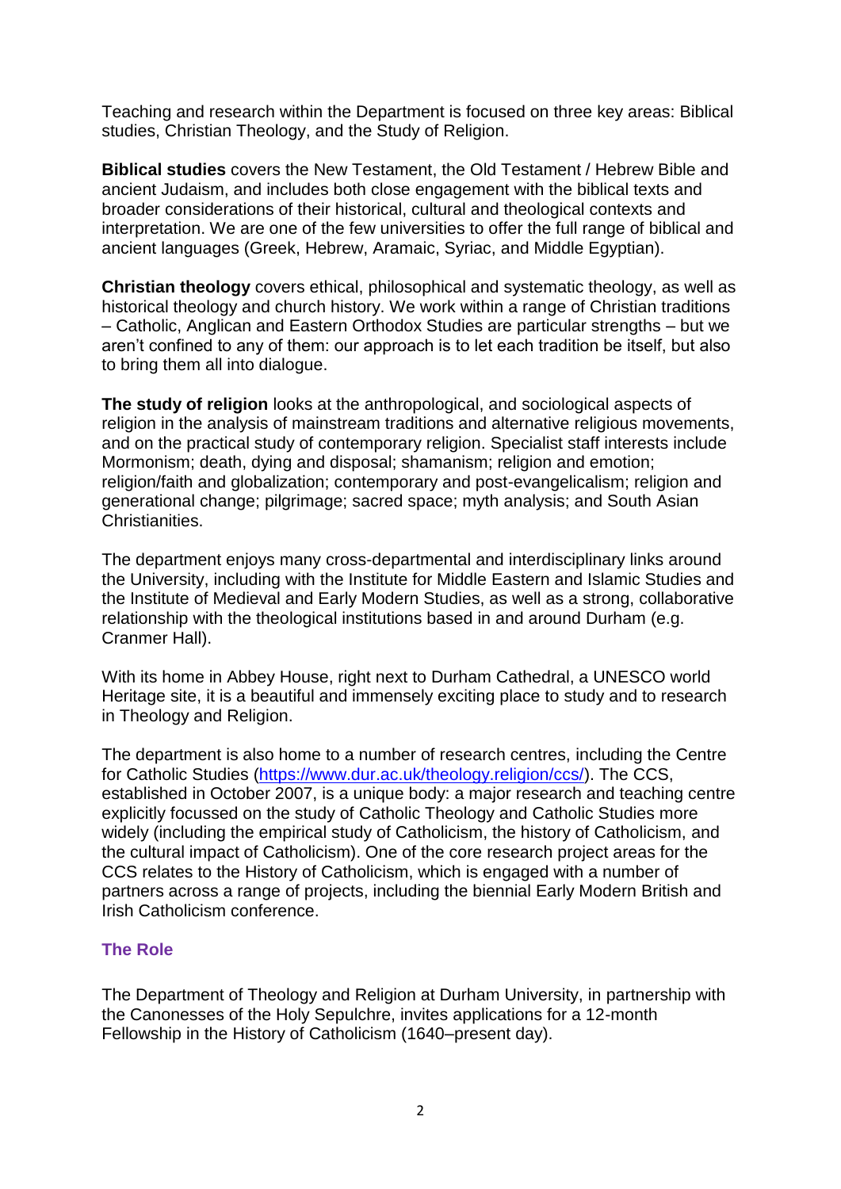Teaching and research within the Department is focused on three key areas: Biblical studies, Christian Theology, and the Study of Religion.

**Biblical studies** covers the New Testament, the Old Testament / Hebrew Bible and ancient Judaism, and includes both close engagement with the biblical texts and broader considerations of their historical, cultural and theological contexts and interpretation. We are one of the few universities to offer the full range of biblical and ancient languages (Greek, Hebrew, Aramaic, Syriac, and Middle Egyptian).

**Christian theology** covers ethical, philosophical and systematic theology, as well as historical theology and church history. We work within a range of Christian traditions – Catholic, Anglican and Eastern Orthodox Studies are particular strengths – but we aren't confined to any of them: our approach is to let each tradition be itself, but also to bring them all into dialogue.

**The study of religion** looks at the anthropological, and sociological aspects of religion in the analysis of mainstream traditions and alternative religious movements, and on the practical study of contemporary religion. Specialist staff interests include Mormonism; death, dying and disposal; shamanism; religion and emotion; religion/faith and globalization; contemporary and post-evangelicalism; religion and generational change; pilgrimage; sacred space; myth analysis; and South Asian Christianities.

The department enjoys many cross-departmental and interdisciplinary links around the University, including with the Institute for Middle Eastern and Islamic Studies and the Institute of Medieval and Early Modern Studies, as well as a strong, collaborative relationship with the theological institutions based in and around Durham (e.g. Cranmer Hall).

With its home in Abbey House, right next to Durham Cathedral, a UNESCO world Heritage site, it is a beautiful and immensely exciting place to study and to research in Theology and Religion.

The department is also home to a number of research centres, including the Centre for Catholic Studies (https://www.dur.ac.uk/theology.religion/ccs/). The CCS, established in October 2007, is a unique body: a major research and teaching centre explicitly focussed on the study of Catholic Theology and Catholic Studies more widely (including the empirical study of Catholicism, the history of Catholicism, and the cultural impact of Catholicism). One of the core research project areas for the CCS relates to the History of Catholicism, which is engaged with a number of partners across a range of projects, including the biennial Early Modern British and Irish Catholicism conference.

## The Role

The Department of Theology and Religion at Durham University, in partnership with the Canonesses of the Holy Sepulchre, invites applications for a 12-month Fellowship in the History of Catholicism (1640–present day).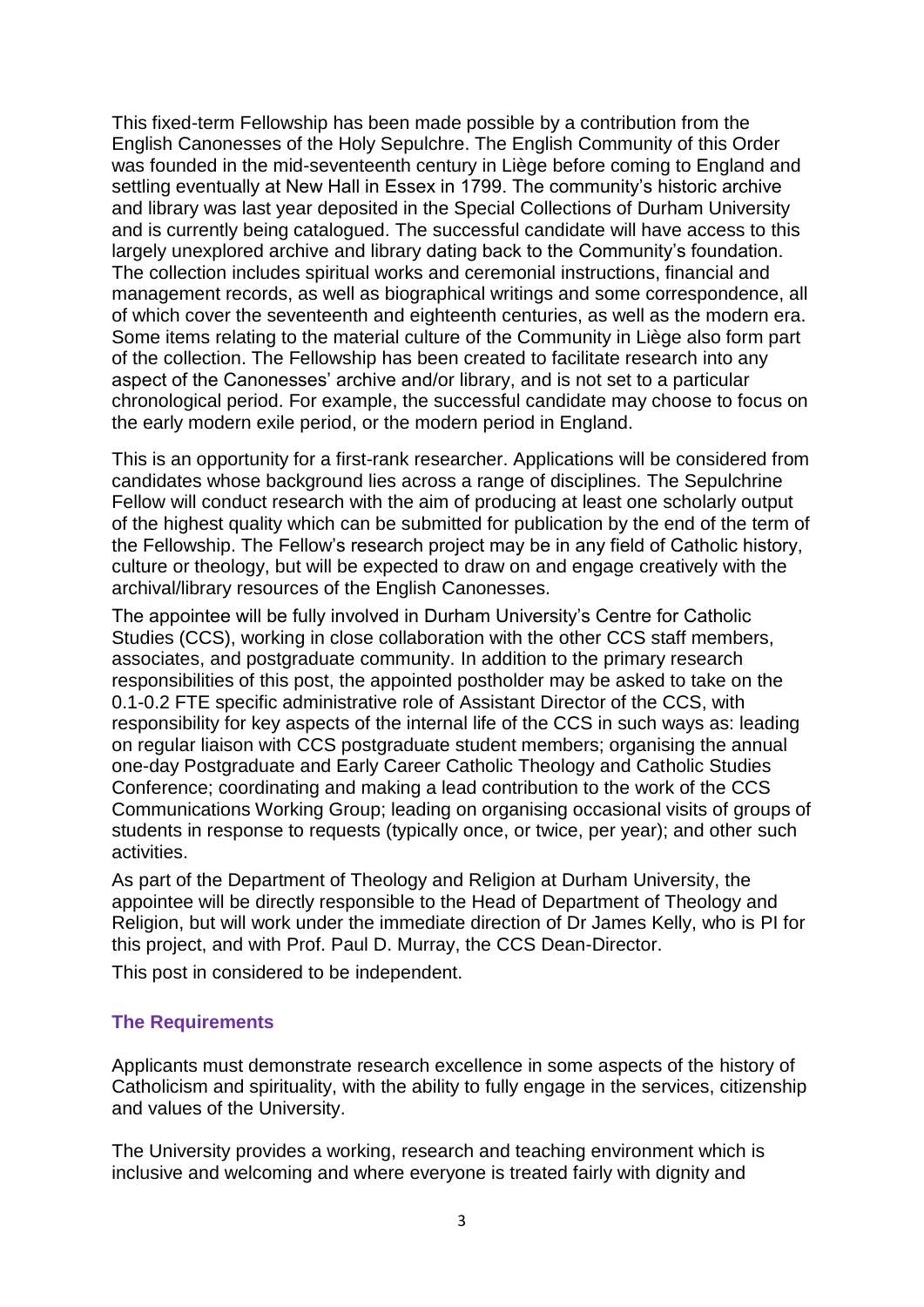This fixed-term Fellowship has been made possible by a contribution from the English Canonesses of the Holy Sepulchre. The English Community of this Order was founded in the mid-seventeenth century in Liège before coming to England and settling eventually at New Hall in Essex in 1799. The community's historic archive and library was last year deposited in the Special Collections of Durham University and is currently being catalogued. The successful candidate will have access to this largely unexplored archive and library dating back to the Community's foundation. The collection includes spiritual works and ceremonial instructions, financial and management records, as well as biographical writings and some correspondence, all of which cover the seventeenth and eighteenth centuries, as well as the modern era. Some items relating to the material culture of the Community in Liège also form part of the collection. The Fellowship has been created to facilitate research into any aspect of the Canonesses' archive and/or library, and is not set to a particular chronological period. For example, the successful candidate may choose to focus on the early modern exile period, or the modern period in England.

This is an opportunity for a first-rank researcher. Applications will be considered from candidates whose background lies across a range of disciplines. The Sepulchrine Fellow will conduct research with the aim of producing at least one scholarly output of the highest quality which can be submitted for publication by the end of the term of the Fellowship. The Fellow's research project may be in any field of Catholic history, culture or theology, but will be expected to draw on and engage creatively with the archival/library resources of the English Canonesses.

The appointee will be fully involved in Durham University's Centre for Catholic Studies (CCS), working in close collaboration with the other CCS staff members, associates, and postgraduate community. In addition to the primary research responsibilities of this post, the appointed postholder may be asked to take on the 0.1-0.2 FTE specific administrative role of Assistant Director of the CCS, with responsibility for key aspects of the internal life of the CCS in such ways as: leading on regular liaison with CCS postgraduate student members; organising the annual one-day Postgraduate and Early Career Catholic Theology and Catholic Studies Conference; coordinating and making a lead contribution to the work of the CCS Communications Working Group; leading on organising occasional visits of groups of students in response to requests (typically once, or twice, per year); and other such activities.

As part of the Department of Theology and Religion at Durham University, the appointee will be directly responsible to the Head of Department of Theology and Religion, but will work under the immediate direction of Dr James Kelly, who is PI for this project, and with Prof. Paul D. Murray, the CCS Dean-Director.

This post in considered to be independent.

## The Requirements

Applicants must demonstrate research excellence in some aspects of the history of Catholicism and spirituality, with the ability to fully engage in the services, citizenship and values of the University.

The University provides a working, research and teaching environment which is inclusive and welcoming and where everyone is treated fairly with dignity and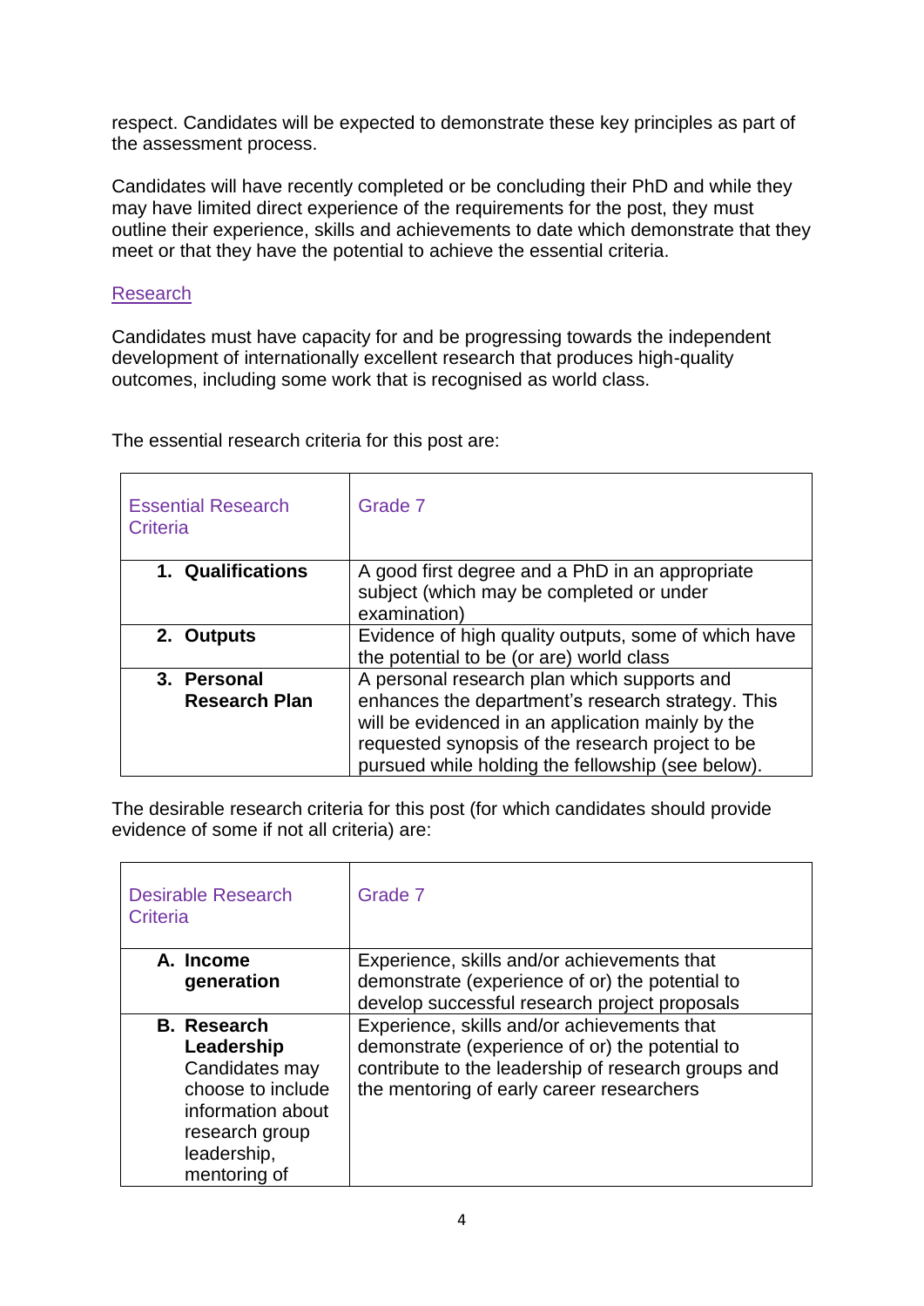respect. Candidates will be expected to demonstrate these key principles as part of the assessment process.

Candidates will have recently completed or be concluding their PhD and while they may have limited direct experience of the requirements for the post, they must outline their experience, skills and achievements to date which demonstrate that they meet or that they have the potential to achieve the essential criteria.

## Research

Candidates must have capacity for and be progressing towards the independent development of internationally excellent research that produces high-quality outcomes, including some work that is recognised as world class.

The essential research criteria for this post are:

| Essential Research Criteria | Grade 7 |
| --- | --- |
| 1. **Qualifications** | A good first degree and a PhD in an appropriate subject (which may be completed or under examination) |
| 2. **Outputs** | Evidence of high quality outputs, some of which have the potential to be (or are) world class |
| 3. **Personal Research Plan** | A personal research plan which supports and enhances the department's research strategy. This will be evidenced in an application mainly by the requested synopsis of the research project to be pursued while holding the fellowship (see below). |

The desirable research criteria for this post (for which candidates should provide evidence of some if not all criteria) are:

| Desirable Research Criteria | Grade 7 |
| --- | --- |
| A. **Income generation** | Experience, skills and/or achievements that demonstrate (experience of or) the potential to develop successful research project proposals |
| B. **Research Leadership** Candidates may choose to include information about research group leadership, mentoring of | Experience, skills and/or achievements that demonstrate (experience of or) the potential to contribute to the leadership of research groups and the mentoring of early career researchers |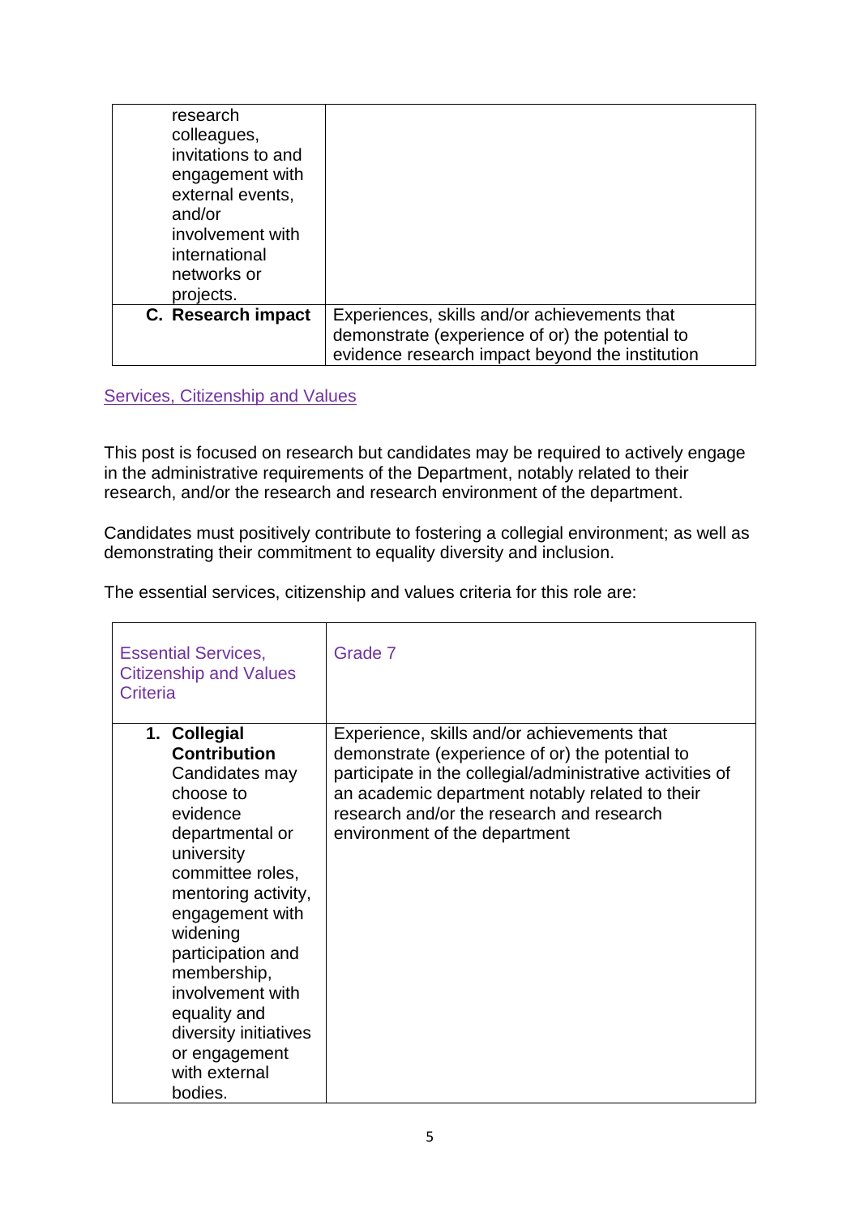| | |
|---|---|
| research colleagues, invitations to and engagement with external events, and/or involvement with international networks or projects. | |
| **C. Research impact** | Experiences, skills and/or achievements that demonstrate (experience of or) the potential to evidence research impact beyond the institution |

## Services, Citizenship and Values

This post is focused on research but candidates may be required to actively engage in the administrative requirements of the Department, notably related to their research, and/or the research and research environment of the department.

Candidates must positively contribute to fostering a collegial environment; as well as demonstrating their commitment to equality diversity and inclusion.

The essential services, citizenship and values criteria for this role are:

| Essential Services, Citizenship and Values Criteria | Grade 7 |
|---|---|
| **1. Collegial Contribution** Candidates may choose to evidence departmental or university committee roles, mentoring activity, engagement with widening participation and membership, involvement with equality and diversity initiatives or engagement with external bodies. | Experience, skills and/or achievements that demonstrate (experience of or) the potential to participate in the collegial/administrative activities of an academic department notably related to their research and/or the research and research environment of the department |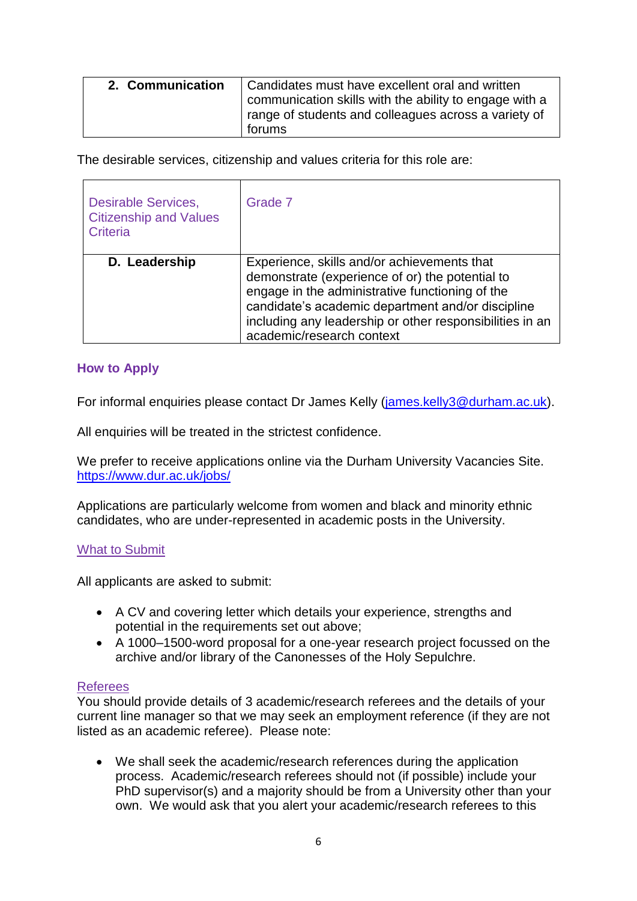| 2. Communication | Candidates must have excellent oral and written communication skills with the ability to engage with a range of students and colleagues across a variety of forums |
|---|---|

The desirable services, citizenship and values criteria for this role are:

| Desirable Services, Citizenship and Values Criteria | Grade 7 |
|---|---|
| D. Leadership | Experience, skills and/or achievements that demonstrate (experience of or) the potential to engage in the administrative functioning of the candidate's academic department and/or discipline including any leadership or other responsibilities in an academic/research context |

### How to Apply

For informal enquiries please contact Dr James Kelly (james.kelly3@durham.ac.uk).

All enquiries will be treated in the strictest confidence.

We prefer to receive applications online via the Durham University Vacancies Site. https://www.dur.ac.uk/jobs/

Applications are particularly welcome from women and black and minority ethnic candidates, who are under-represented in academic posts in the University.

#### What to Submit

All applicants are asked to submit:

- A CV and covering letter which details your experience, strengths and potential in the requirements set out above;
- A 1000–1500-word proposal for a one-year research project focussed on the archive and/or library of the Canonesses of the Holy Sepulchre.

#### Referees

You should provide details of 3 academic/research referees and the details of your current line manager so that we may seek an employment reference (if they are not listed as an academic referee). Please note:

- We shall seek the academic/research references during the application process. Academic/research referees should not (if possible) include your PhD supervisor(s) and a majority should be from a University other than your own. We would ask that you alert your academic/research referees to this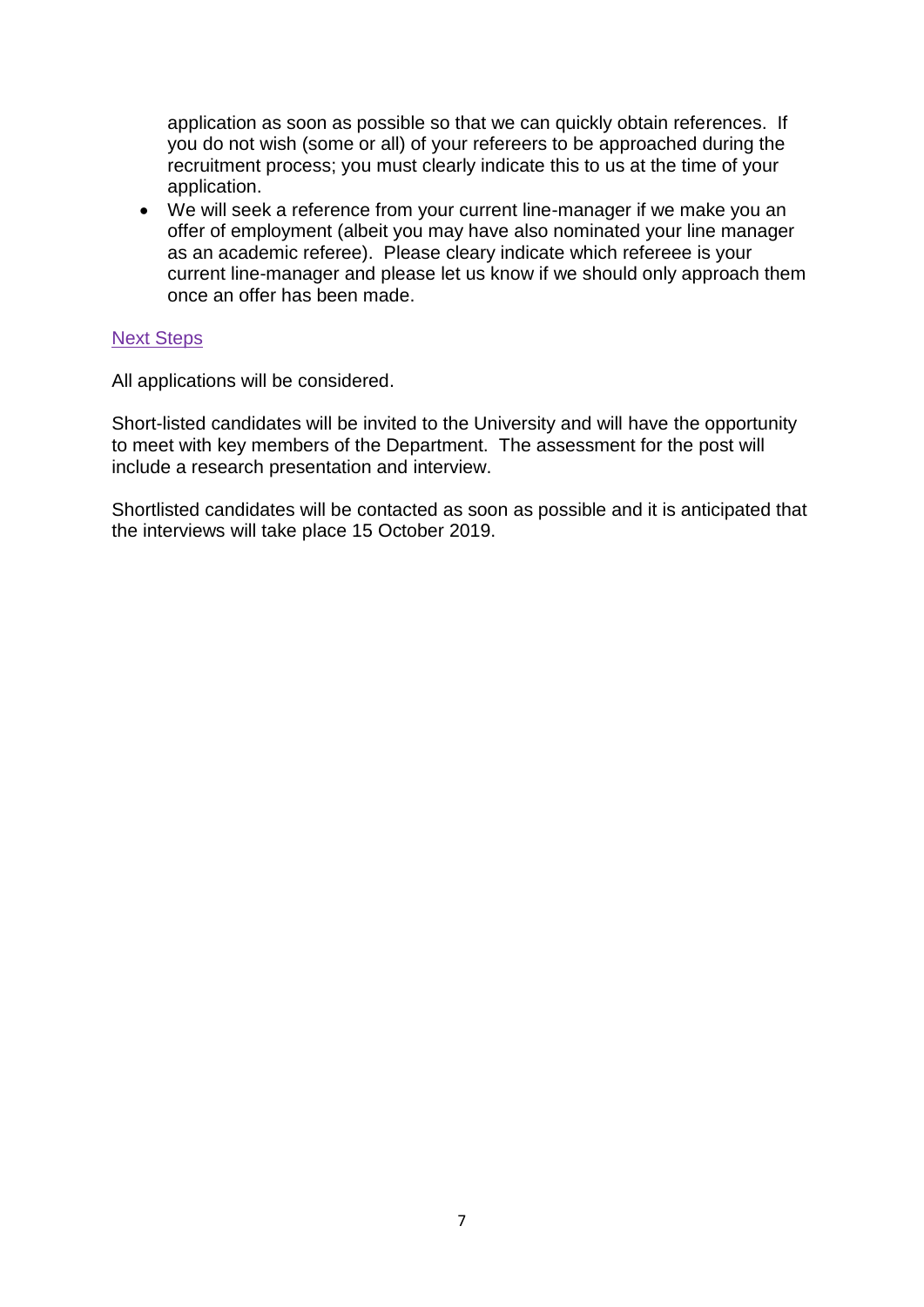application as soon as possible so that we can quickly obtain references. If you do not wish (some or all) of your refereers to be approached during the recruitment process; you must clearly indicate this to us at the time of your application.

- We will seek a reference from your current line-manager if we make you an offer of employment (albeit you may have also nominated your line manager as an academic referee). Please cleary indicate which refereee is your current line-manager and please let us know if we should only approach them once an offer has been made.

## Next Steps

All applications will be considered.

Short-listed candidates will be invited to the University and will have the opportunity to meet with key members of the Department. The assessment for the post will include a research presentation and interview.

Shortlisted candidates will be contacted as soon as possible and it is anticipated that the interviews will take place 15 October 2019.